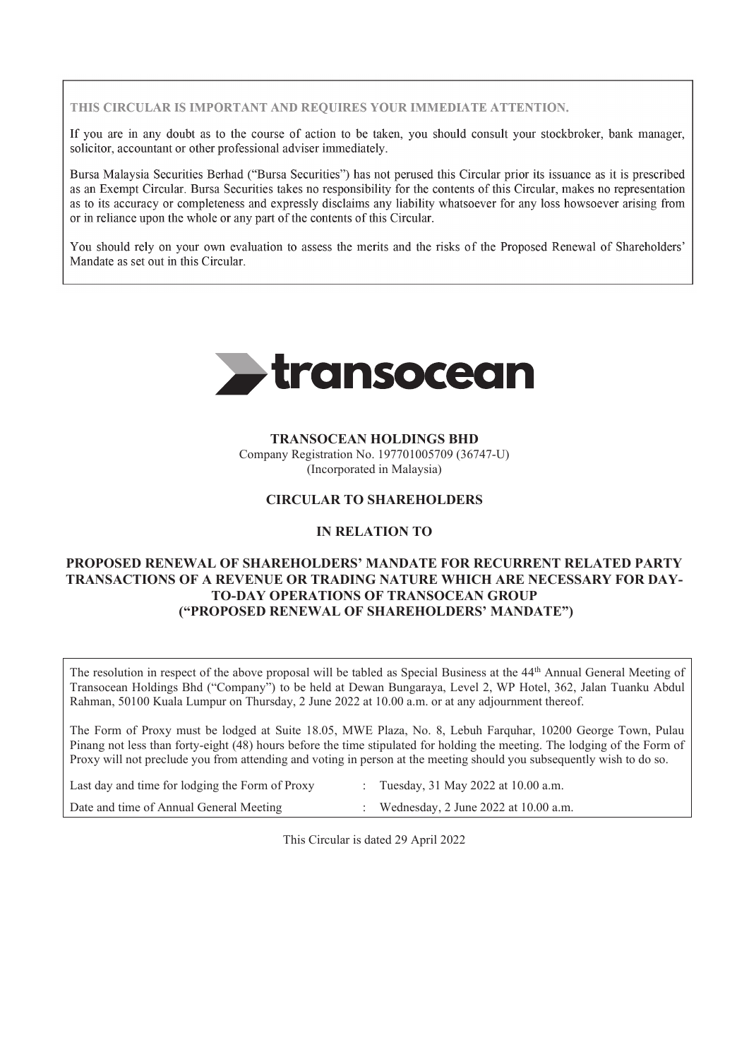**THIS CIRCULAR IS IMPORTANT AND REQUIRES YOUR IMMEDIATE ATTENTION.**

If you are in any doubt as to the course of action to be taken, you should consult your stockbroker, bank manager, solicitor, accountant or other professional adviser immediately.

Bursa Malaysia Securities Berhad ("Bursa Securities") has not perused this Circular prior its issuance as it is prescribed as an Exempt Circular. Bursa Securities takes no responsibility for the contents of this Circular, makes no representation as to its accuracy or completeness and expressly disclaims any liability whatsoever for any loss howsoever arising from or in reliance upon the whole or any part of the contents of this Circular.

You should rely on your own evaluation to assess the merits and the risks of the Proposed Renewal of Shareholders' Mandate as set out in this Circular.

transocean

**TRANSOCEAN HOLDINGS BHD**
Company Registration No. 197701005709 (36747-U)
(Incorporated in Malaysia)

**CIRCULAR TO SHAREHOLDERS**

**IN RELATION TO**

**PROPOSED RENEWAL OF SHAREHOLDERS' MANDATE FOR RECURRENT RELATED PARTY TRANSACTIONS OF A REVENUE OR TRADING NATURE WHICH ARE NECESSARY FOR DAY-TO-DAY OPERATIONS OF TRANSOCEAN GROUP ("PROPOSED RENEWAL OF SHAREHOLDERS' MANDATE")**

The resolution in respect of the above proposal will be tabled as Special Business at the 44th Annual General Meeting of Transocean Holdings Bhd ("Company") to be held at Dewan Bungaraya, Level 2, WP Hotel, 362, Jalan Tuanku Abdul Rahman, 50100 Kuala Lumpur on Thursday, 2 June 2022 at 10.00 a.m. or at any adjournment thereof.

The Form of Proxy must be lodged at Suite 18.05, MWE Plaza, No. 8, Lebuh Farquhar, 10200 George Town, Pulau Pinang not less than forty-eight (48) hours before the time stipulated for holding the meeting. The lodging of the Form of Proxy will not preclude you from attending and voting in person at the meeting should you subsequently wish to do so.

| | | |
|---|---|---|
| Last day and time for lodging the Form of Proxy | : | Tuesday, 31 May 2022 at 10.00 a.m. |
| Date and time of Annual General Meeting | : | Wednesday, 2 June 2022 at 10.00 a.m. |

This Circular is dated 29 April 2022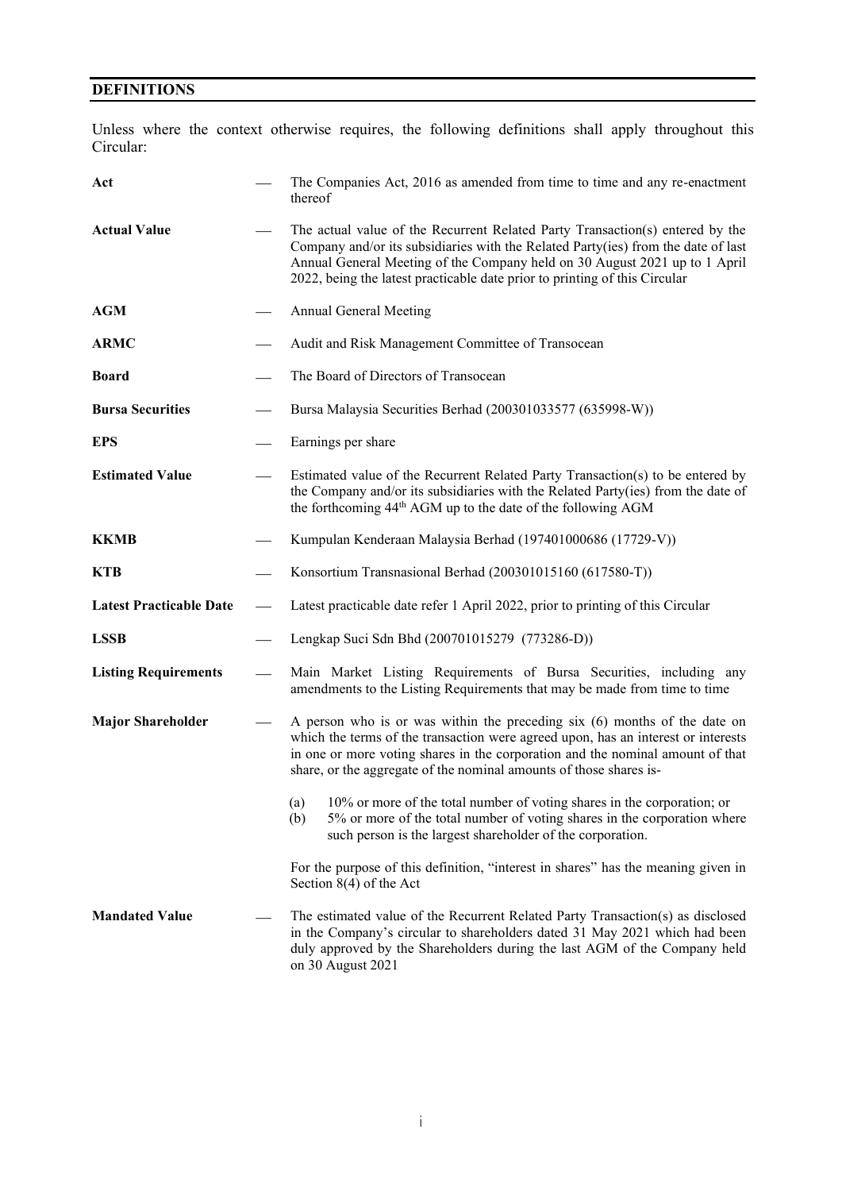## DEFINITIONS

Unless where the context otherwise requires, the following definitions shall apply throughout this Circular:

| | | |
|---|---|---|
| **Act** | — | The Companies Act, 2016 as amended from time to time and any re-enactment thereof |
| **Actual Value** | — | The actual value of the Recurrent Related Party Transaction(s) entered by the Company and/or its subsidiaries with the Related Party(ies) from the date of last Annual General Meeting of the Company held on 30 August 2021 up to 1 April 2022, being the latest practicable date prior to printing of this Circular |
| **AGM** | — | Annual General Meeting |
| **ARMC** | — | Audit and Risk Management Committee of Transocean |
| **Board** | — | The Board of Directors of Transocean |
| **Bursa Securities** | — | Bursa Malaysia Securities Berhad (200301033577 (635998-W)) |
| **EPS** | — | Earnings per share |
| **Estimated Value** | — | Estimated value of the Recurrent Related Party Transaction(s) to be entered by the Company and/or its subsidiaries with the Related Party(ies) from the date of the forthcoming 44th AGM up to the date of the following AGM |
| **KKMB** | — | Kumpulan Kenderaan Malaysia Berhad (197401000686 (17729-V)) |
| **KTB** | — | Konsortium Transnasional Berhad (200301015160 (617580-T)) |
| **Latest Practicable Date** | — | Latest practicable date refer 1 April 2022, prior to printing of this Circular |
| **LSSB** | — | Lengkap Suci Sdn Bhd (200701015279 (773286-D)) |
| **Listing Requirements** | — | Main Market Listing Requirements of Bursa Securities, including any amendments to the Listing Requirements that may be made from time to time |
| **Major Shareholder** | — | A person who is or was within the preceding six (6) months of the date on which the terms of the transaction were agreed upon, has an interest or interests in one or more voting shares in the corporation and the nominal amount of that share, or the aggregate of the nominal amounts of those shares is-<br><br>(a) 10% or more of the total number of voting shares in the corporation; or<br>(b) 5% or more of the total number of voting shares in the corporation where such person is the largest shareholder of the corporation.<br><br>For the purpose of this definition, "interest in shares" has the meaning given in Section 8(4) of the Act |
| **Mandated Value** | — | The estimated value of the Recurrent Related Party Transaction(s) as disclosed in the Company's circular to shareholders dated 31 May 2021 which had been duly approved by the Shareholders during the last AGM of the Company held on 30 August 2021 |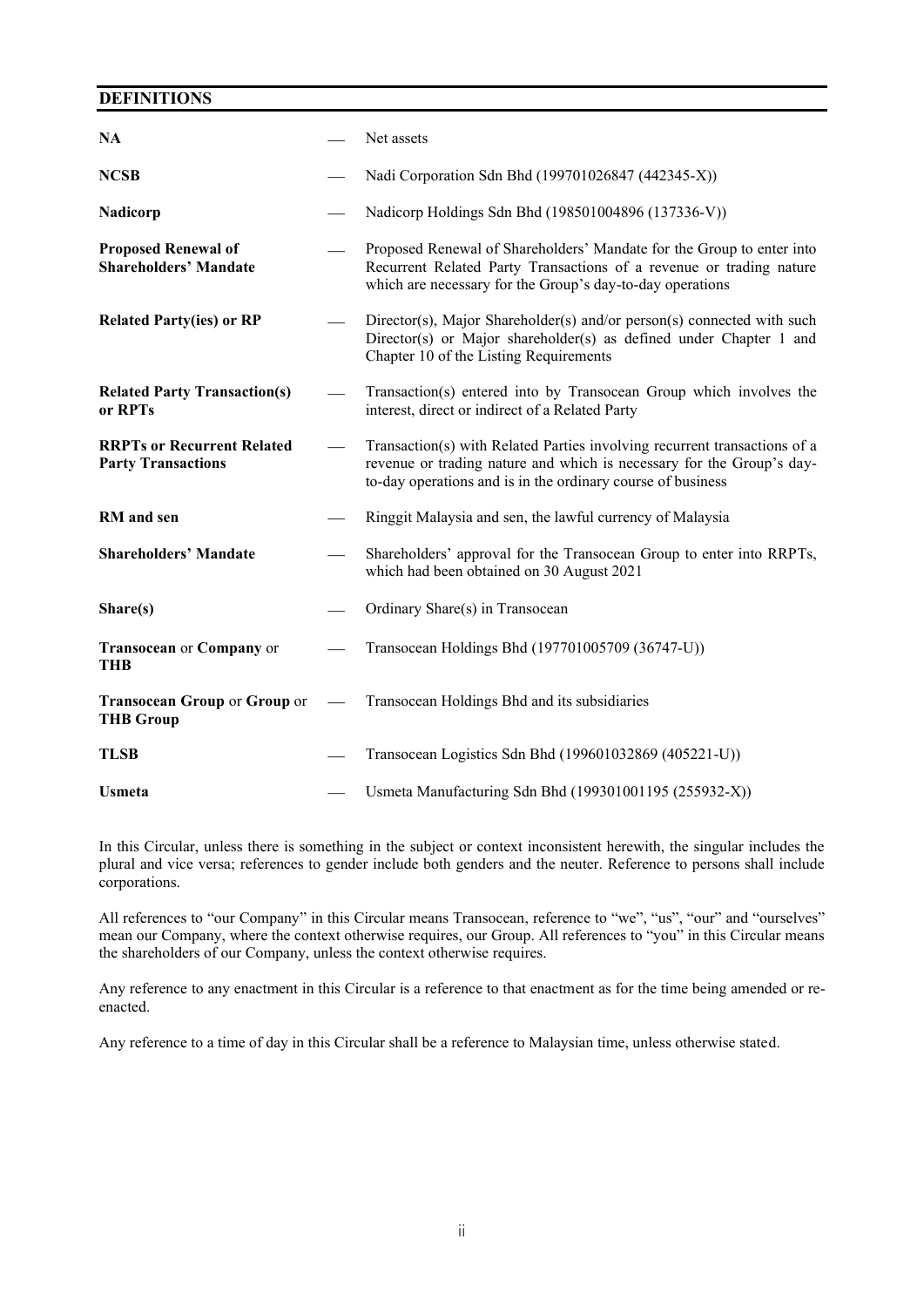## DEFINITIONS

| | | |
|---|---|---|
| **NA** | — | Net assets |
| **NCSB** | — | Nadi Corporation Sdn Bhd (199701026847 (442345-X)) |
| **Nadicorp** | — | Nadicorp Holdings Sdn Bhd (198501004896 (137336-V)) |
| **Proposed Renewal of Shareholders' Mandate** | — | Proposed Renewal of Shareholders' Mandate for the Group to enter into Recurrent Related Party Transactions of a revenue or trading nature which are necessary for the Group's day-to-day operations |
| **Related Party(ies) or RP** | — | Director(s), Major Shareholder(s) and/or person(s) connected with such Director(s) or Major shareholder(s) as defined under Chapter 1 and Chapter 10 of the Listing Requirements |
| **Related Party Transaction(s) or RPTs** | — | Transaction(s) entered into by Transocean Group which involves the interest, direct or indirect of a Related Party |
| **RRPTs or Recurrent Related Party Transactions** | — | Transaction(s) with Related Parties involving recurrent transactions of a revenue or trading nature and which is necessary for the Group's day-to-day operations and is in the ordinary course of business |
| **RM and sen** | — | Ringgit Malaysia and sen, the lawful currency of Malaysia |
| **Shareholders' Mandate** | — | Shareholders' approval for the Transocean Group to enter into RRPTs, which had been obtained on 30 August 2021 |
| **Share(s)** | — | Ordinary Share(s) in Transocean |
| **Transocean** or **Company** or **THB** | — | Transocean Holdings Bhd (197701005709 (36747-U)) |
| **Transocean Group** or **Group** or **THB Group** | — | Transocean Holdings Bhd and its subsidiaries |
| **TLSB** | — | Transocean Logistics Sdn Bhd (199601032869 (405221-U)) |
| **Usmeta** | — | Usmeta Manufacturing Sdn Bhd (199301001195 (255932-X)) |

In this Circular, unless there is something in the subject or context inconsistent herewith, the singular includes the plural and vice versa; references to gender include both genders and the neuter. Reference to persons shall include corporations.

All references to "our Company" in this Circular means Transocean, reference to "we", "us", "our" and "ourselves" mean our Company, where the context otherwise requires, our Group. All references to "you" in this Circular means the shareholders of our Company, unless the context otherwise requires.

Any reference to any enactment in this Circular is a reference to that enactment as for the time being amended or re-enacted.

Any reference to a time of day in this Circular shall be a reference to Malaysian time, unless otherwise stated.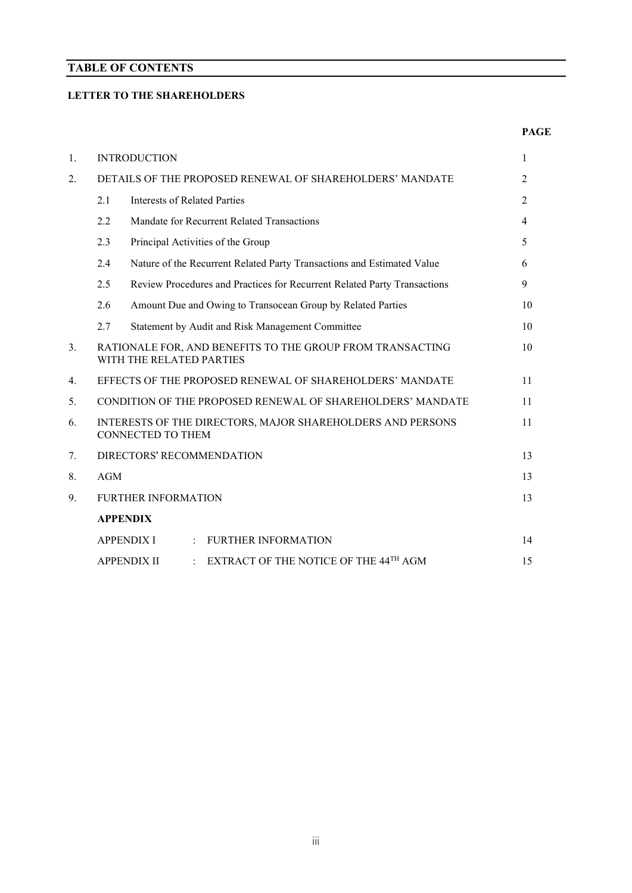# TABLE OF CONTENTS

**LETTER TO THE SHAREHOLDERS**

| | | | PAGE |
|---|---|---|---|
| 1. | INTRODUCTION | | 1 |
| 2. | DETAILS OF THE PROPOSED RENEWAL OF SHAREHOLDERS' MANDATE | | 2 |
| | 2.1 | Interests of Related Parties | 2 |
| | 2.2 | Mandate for Recurrent Related Transactions | 4 |
| | 2.3 | Principal Activities of the Group | 5 |
| | 2.4 | Nature of the Recurrent Related Party Transactions and Estimated Value | 6 |
| | 2.5 | Review Procedures and Practices for Recurrent Related Party Transactions | 9 |
| | 2.6 | Amount Due and Owing to Transocean Group by Related Parties | 10 |
| | 2.7 | Statement by Audit and Risk Management Committee | 10 |
| 3. | RATIONALE FOR, AND BENEFITS TO THE GROUP FROM TRANSACTING WITH THE RELATED PARTIES | | 10 |
| 4. | EFFECTS OF THE PROPOSED RENEWAL OF SHAREHOLDERS' MANDATE | | 11 |
| 5. | CONDITION OF THE PROPOSED RENEWAL OF SHAREHOLDERS' MANDATE | | 11 |
| 6. | INTERESTS OF THE DIRECTORS, MAJOR SHAREHOLDERS AND PERSONS CONNECTED TO THEM | | 11 |
| 7. | DIRECTORS' RECOMMENDATION | | 13 |
| 8. | AGM | | 13 |
| 9. | FURTHER INFORMATION | | 13 |
| | **APPENDIX** | | |
| | APPENDIX I | : FURTHER INFORMATION | 14 |
| | APPENDIX II | : EXTRACT OF THE NOTICE OF THE 44TH AGM | 15 |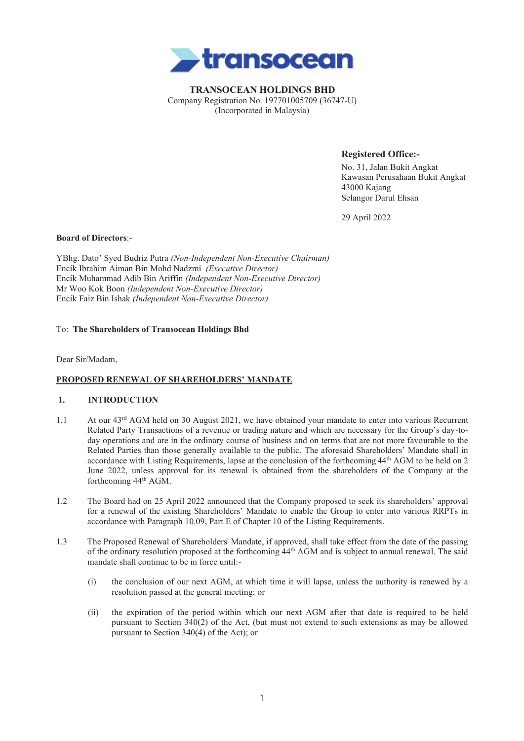**TRANSOCEAN HOLDINGS BHD**
Company Registration No. 197701005709 (36747-U)
(Incorporated in Malaysia)

**Registered Office:-**
No. 31, Jalan Bukit Angkat
Kawasan Perusahaan Bukit Angkat
43000 Kajang
Selangor Darul Ehsan

29 April 2022

**Board of Directors**:-

YBhg. Dato' Syed Budriz Putra *(Non-Independent Non-Executive Chairman)*
Encik Ibrahim Aiman Bin Mohd Nadzmi *(Executive Director)*
Encik Muhammad Adib Bin Ariffin *(Independent Non-Executive Director)*
Mr Woo Kok Boon *(Independent Non-Executive Director)*
Encik Faiz Bin Ishak *(Independent Non-Executive Director)*

To: **The Shareholders of Transocean Holdings Bhd**

Dear Sir/Madam,

**PROPOSED RENEWAL OF SHAREHOLDERS' MANDATE**

## 1. INTRODUCTION

1.1 At our 43rd AGM held on 30 August 2021, we have obtained your mandate to enter into various Recurrent Related Party Transactions of a revenue or trading nature and which are necessary for the Group's day-to-day operations and are in the ordinary course of business and on terms that are not more favourable to the Related Parties than those generally available to the public. The aforesaid Shareholders' Mandate shall in accordance with Listing Requirements, lapse at the conclusion of the forthcoming 44th AGM to be held on 2 June 2022, unless approval for its renewal is obtained from the shareholders of the Company at the forthcoming 44th AGM.

1.2 The Board had on 25 April 2022 announced that the Company proposed to seek its shareholders' approval for a renewal of the existing Shareholders' Mandate to enable the Group to enter into various RRPTs in accordance with Paragraph 10.09, Part E of Chapter 10 of the Listing Requirements.

1.3 The Proposed Renewal of Shareholders' Mandate, if approved, shall take effect from the date of the passing of the ordinary resolution proposed at the forthcoming 44th AGM and is subject to annual renewal. The said mandate shall continue to be in force until:-

   (i) the conclusion of our next AGM, at which time it will lapse, unless the authority is renewed by a resolution passed at the general meeting; or

   (ii) the expiration of the period within which our next AGM after that date is required to be held pursuant to Section 340(2) of the Act, (but must not extend to such extensions as may be allowed pursuant to Section 340(4) of the Act); or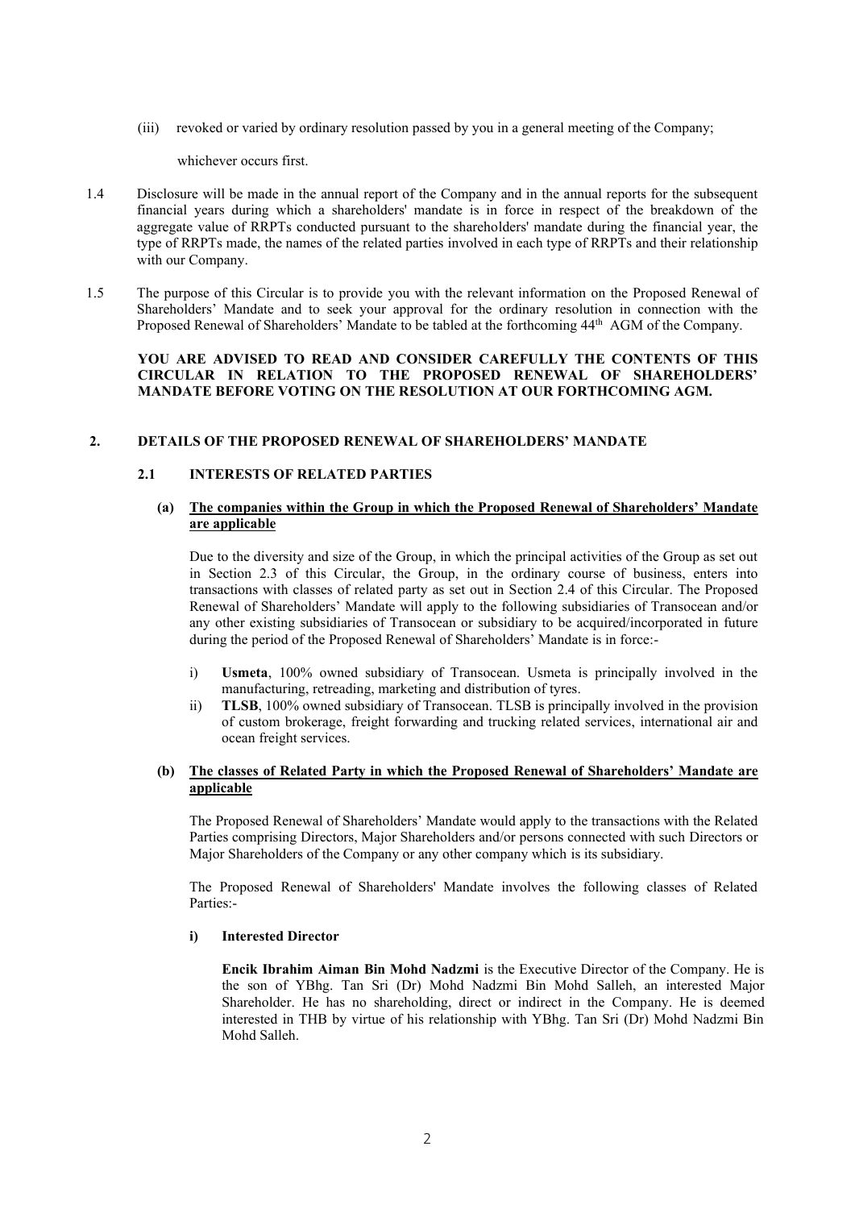(iii) revoked or varied by ordinary resolution passed by you in a general meeting of the Company;

whichever occurs first.

1.4 Disclosure will be made in the annual report of the Company and in the annual reports for the subsequent financial years during which a shareholders' mandate is in force in respect of the breakdown of the aggregate value of RRPTs conducted pursuant to the shareholders' mandate during the financial year, the type of RRPTs made, the names of the related parties involved in each type of RRPTs and their relationship with our Company.

1.5 The purpose of this Circular is to provide you with the relevant information on the Proposed Renewal of Shareholders' Mandate and to seek your approval for the ordinary resolution in connection with the Proposed Renewal of Shareholders' Mandate to be tabled at the forthcoming 44th AGM of the Company.

**YOU ARE ADVISED TO READ AND CONSIDER CAREFULLY THE CONTENTS OF THIS CIRCULAR IN RELATION TO THE PROPOSED RENEWAL OF SHAREHOLDERS' MANDATE BEFORE VOTING ON THE RESOLUTION AT OUR FORTHCOMING AGM.**

## 2. DETAILS OF THE PROPOSED RENEWAL OF SHAREHOLDERS' MANDATE

### 2.1 INTERESTS OF RELATED PARTIES

**(a) The companies within the Group in which the Proposed Renewal of Shareholders' Mandate are applicable**

Due to the diversity and size of the Group, in which the principal activities of the Group as set out in Section 2.3 of this Circular, the Group, in the ordinary course of business, enters into transactions with classes of related party as set out in Section 2.4 of this Circular. The Proposed Renewal of Shareholders' Mandate will apply to the following subsidiaries of Transocean and/or any other existing subsidiaries of Transocean or subsidiary to be acquired/incorporated in future during the period of the Proposed Renewal of Shareholders' Mandate is in force:-

i) **Usmeta**, 100% owned subsidiary of Transocean. Usmeta is principally involved in the manufacturing, retreading, marketing and distribution of tyres.
ii) **TLSB**, 100% owned subsidiary of Transocean. TLSB is principally involved in the provision of custom brokerage, freight forwarding and trucking related services, international air and ocean freight services.

**(b) The classes of Related Party in which the Proposed Renewal of Shareholders' Mandate are applicable**

The Proposed Renewal of Shareholders' Mandate would apply to the transactions with the Related Parties comprising Directors, Major Shareholders and/or persons connected with such Directors or Major Shareholders of the Company or any other company which is its subsidiary.

The Proposed Renewal of Shareholders' Mandate involves the following classes of Related Parties:-

**i) Interested Director**

**Encik Ibrahim Aiman Bin Mohd Nadzmi** is the Executive Director of the Company. He is the son of YBhg. Tan Sri (Dr) Mohd Nadzmi Bin Mohd Salleh, an interested Major Shareholder. He has no shareholding, direct or indirect in the Company. He is deemed interested in THB by virtue of his relationship with YBhg. Tan Sri (Dr) Mohd Nadzmi Bin Mohd Salleh.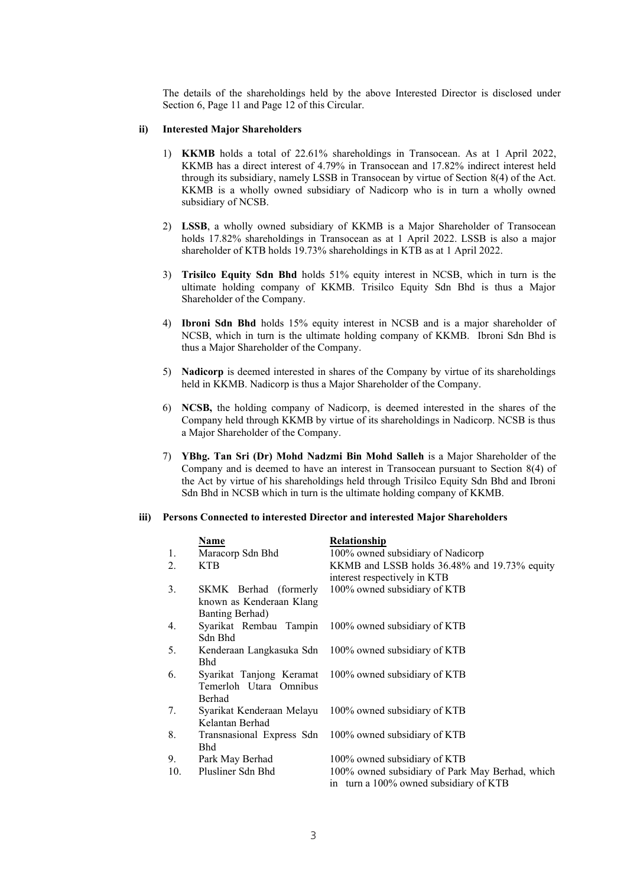The details of the shareholdings held by the above Interested Director is disclosed under Section 6, Page 11 and Page 12 of this Circular.

**ii) Interested Major Shareholders**

1) **KKMB** holds a total of 22.61% shareholdings in Transocean. As at 1 April 2022, KKMB has a direct interest of 4.79% in Transocean and 17.82% indirect interest held through its subsidiary, namely LSSB in Transocean by virtue of Section 8(4) of the Act. KKMB is a wholly owned subsidiary of Nadicorp who is in turn a wholly owned subsidiary of NCSB.

2) **LSSB**, a wholly owned subsidiary of KKMB is a Major Shareholder of Transocean holds 17.82% shareholdings in Transocean as at 1 April 2022. LSSB is also a major shareholder of KTB holds 19.73% shareholdings in KTB as at 1 April 2022.

3) **Trisilco Equity Sdn Bhd** holds 51% equity interest in NCSB, which in turn is the ultimate holding company of KKMB. Trisilco Equity Sdn Bhd is thus a Major Shareholder of the Company.

4) **Ibroni Sdn Bhd** holds 15% equity interest in NCSB and is a major shareholder of NCSB, which in turn is the ultimate holding company of KKMB. Ibroni Sdn Bhd is thus a Major Shareholder of the Company.

5) **Nadicorp** is deemed interested in shares of the Company by virtue of its shareholdings held in KKMB. Nadicorp is thus a Major Shareholder of the Company.

6) **NCSB,** the holding company of Nadicorp, is deemed interested in the shares of the Company held through KKMB by virtue of its shareholdings in Nadicorp. NCSB is thus a Major Shareholder of the Company.

7) **YBhg. Tan Sri (Dr) Mohd Nadzmi Bin Mohd Salleh** is a Major Shareholder of the Company and is deemed to have an interest in Transocean pursuant to Section 8(4) of the Act by virtue of his shareholdings held through Trisilco Equity Sdn Bhd and Ibroni Sdn Bhd in NCSB which in turn is the ultimate holding company of KKMB.

**iii) Persons Connected to interested Director and interested Major Shareholders**

| | Name | Relationship |
|---|---|---|
| 1. | Maracorp Sdn Bhd | 100% owned subsidiary of Nadicorp |
| 2. | KTB | KKMB and LSSB holds 36.48% and 19.73% equity interest respectively in KTB |
| 3. | SKMK Berhad (formerly known as Kenderaan Klang Banting Berhad) | 100% owned subsidiary of KTB |
| 4. | Syarikat Rembau Tampin Sdn Bhd | 100% owned subsidiary of KTB |
| 5. | Kenderaan Langkasuka Sdn Bhd | 100% owned subsidiary of KTB |
| 6. | Syarikat Tanjong Keramat Temerloh Utara Omnibus Berhad | 100% owned subsidiary of KTB |
| 7. | Syarikat Kenderaan Melayu Kelantan Berhad | 100% owned subsidiary of KTB |
| 8. | Transnasional Express Sdn Bhd | 100% owned subsidiary of KTB |
| 9. | Park May Berhad | 100% owned subsidiary of KTB |
| 10. | Plusliner Sdn Bhd | 100% owned subsidiary of Park May Berhad, which in turn a 100% owned subsidiary of KTB |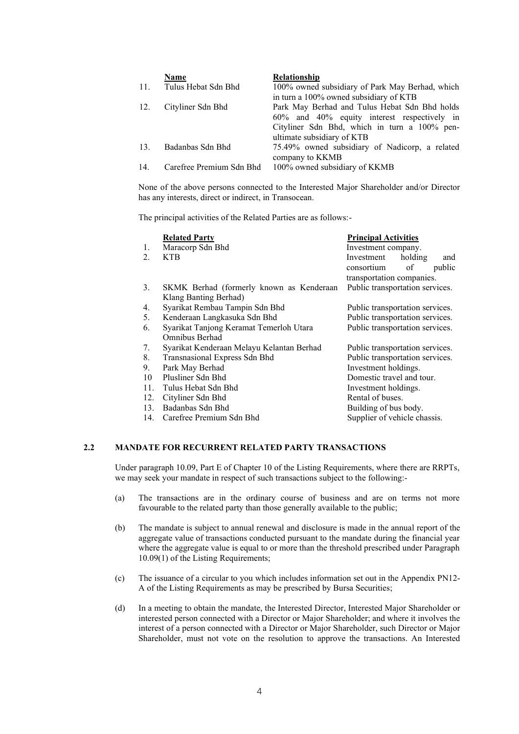|  | Name | Relationship |
|---|---|---|
| 11. | Tulus Hebat Sdn Bhd | 100% owned subsidiary of Park May Berhad, which in turn a 100% owned subsidiary of KTB |
| 12. | Cityliner Sdn Bhd | Park May Berhad and Tulus Hebat Sdn Bhd holds 60% and 40% equity interest respectively in Cityliner Sdn Bhd, which in turn a 100% pen-ultimate subsidiary of KTB |
| 13. | Badanbas Sdn Bhd | 75.49% owned subsidiary of Nadicorp, a related company to KKMB |
| 14. | Carefree Premium Sdn Bhd | 100% owned subsidiary of KKMB |

None of the above persons connected to the Interested Major Shareholder and/or Director has any interests, direct or indirect, in Transocean.

The principal activities of the Related Parties are as follows:-

|  | Related Party | Principal Activities |
|---|---|---|
| 1. | Maracorp Sdn Bhd | Investment company. |
| 2. | KTB | Investment holding and consortium of public transportation companies. |
| 3. | SKMK Berhad (formerly known as Kenderaan Klang Banting Berhad) | Public transportation services. |
| 4. | Syarikat Rembau Tampin Sdn Bhd | Public transportation services. |
| 5. | Kenderaan Langkasuka Sdn Bhd | Public transportation services. |
| 6. | Syarikat Tanjong Keramat Temerloh Utara Omnibus Berhad | Public transportation services. |
| 7. | Syarikat Kenderaan Melayu Kelantan Berhad | Public transportation services. |
| 8. | Transnasional Express Sdn Bhd | Public transportation services. |
| 9. | Park May Berhad | Investment holdings. |
| 10 | Plusliner Sdn Bhd | Domestic travel and tour. |
| 11. | Tulus Hebat Sdn Bhd | Investment holdings. |
| 12. | Cityliner Sdn Bhd | Rental of buses. |
| 13. | Badanbas Sdn Bhd | Building of bus body. |
| 14. | Carefree Premium Sdn Bhd | Supplier of vehicle chassis. |

## 2.2 MANDATE FOR RECURRENT RELATED PARTY TRANSACTIONS

Under paragraph 10.09, Part E of Chapter 10 of the Listing Requirements, where there are RRPTs, we may seek your mandate in respect of such transactions subject to the following:-

(a) The transactions are in the ordinary course of business and are on terms not more favourable to the related party than those generally available to the public;

(b) The mandate is subject to annual renewal and disclosure is made in the annual report of the aggregate value of transactions conducted pursuant to the mandate during the financial year where the aggregate value is equal to or more than the threshold prescribed under Paragraph 10.09(1) of the Listing Requirements;

(c) The issuance of a circular to you which includes information set out in the Appendix PN12-A of the Listing Requirements as may be prescribed by Bursa Securities;

(d) In a meeting to obtain the mandate, the Interested Director, Interested Major Shareholder or interested person connected with a Director or Major Shareholder; and where it involves the interest of a person connected with a Director or Major Shareholder, such Director or Major Shareholder, must not vote on the resolution to approve the transactions. An Interested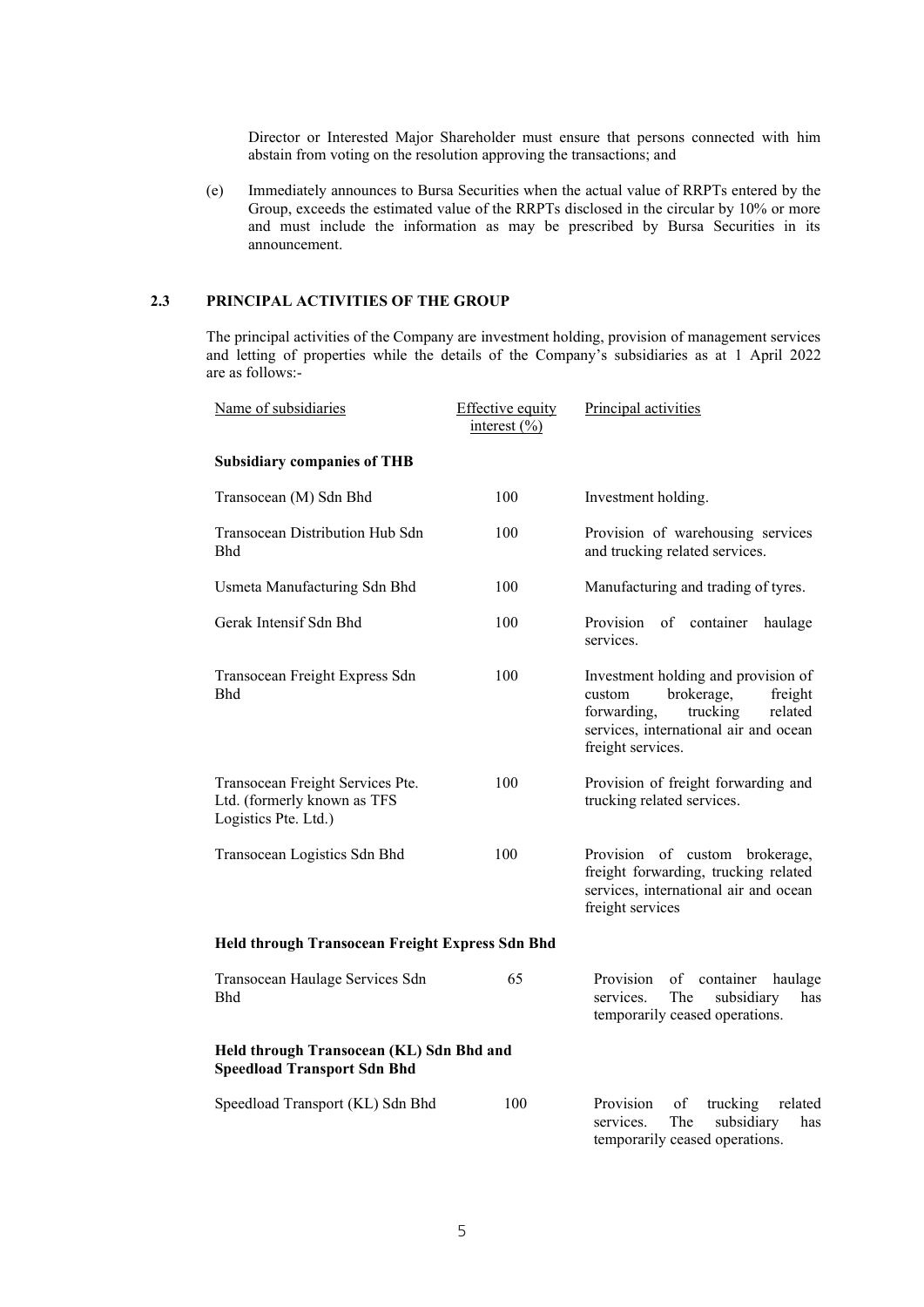Director or Interested Major Shareholder must ensure that persons connected with him abstain from voting on the resolution approving the transactions; and

(e) Immediately announces to Bursa Securities when the actual value of RRPTs entered by the Group, exceeds the estimated value of the RRPTs disclosed in the circular by 10% or more and must include the information as may be prescribed by Bursa Securities in its announcement.

## 2.3 PRINCIPAL ACTIVITIES OF THE GROUP

The principal activities of the Company are investment holding, provision of management services and letting of properties while the details of the Company's subsidiaries as at 1 April 2022 are as follows:-

| Name of subsidiaries | Effective equity interest (%) | Principal activities |
|---|---|---|
| **Subsidiary companies of THB** | | |
| Transocean (M) Sdn Bhd | 100 | Investment holding. |
| Transocean Distribution Hub Sdn Bhd | 100 | Provision of warehousing services and trucking related services. |
| Usmeta Manufacturing Sdn Bhd | 100 | Manufacturing and trading of tyres. |
| Gerak Intensif Sdn Bhd | 100 | Provision of container haulage services. |
| Transocean Freight Express Sdn Bhd | 100 | Investment holding and provision of custom brokerage, freight forwarding, trucking related services, international air and ocean freight services. |
| Transocean Freight Services Pte. Ltd. (formerly known as TFS Logistics Pte. Ltd.) | 100 | Provision of freight forwarding and trucking related services. |
| Transocean Logistics Sdn Bhd | 100 | Provision of custom brokerage, freight forwarding, trucking related services, international air and ocean freight services |
| **Held through Transocean Freight Express Sdn Bhd** | | |
| Transocean Haulage Services Sdn Bhd | 65 | Provision of container haulage services. The subsidiary has temporarily ceased operations. |
| **Held through Transocean (KL) Sdn Bhd and Speedload Transport Sdn Bhd** | | |
| Speedload Transport (KL) Sdn Bhd | 100 | Provision of trucking related services. The subsidiary has temporarily ceased operations. |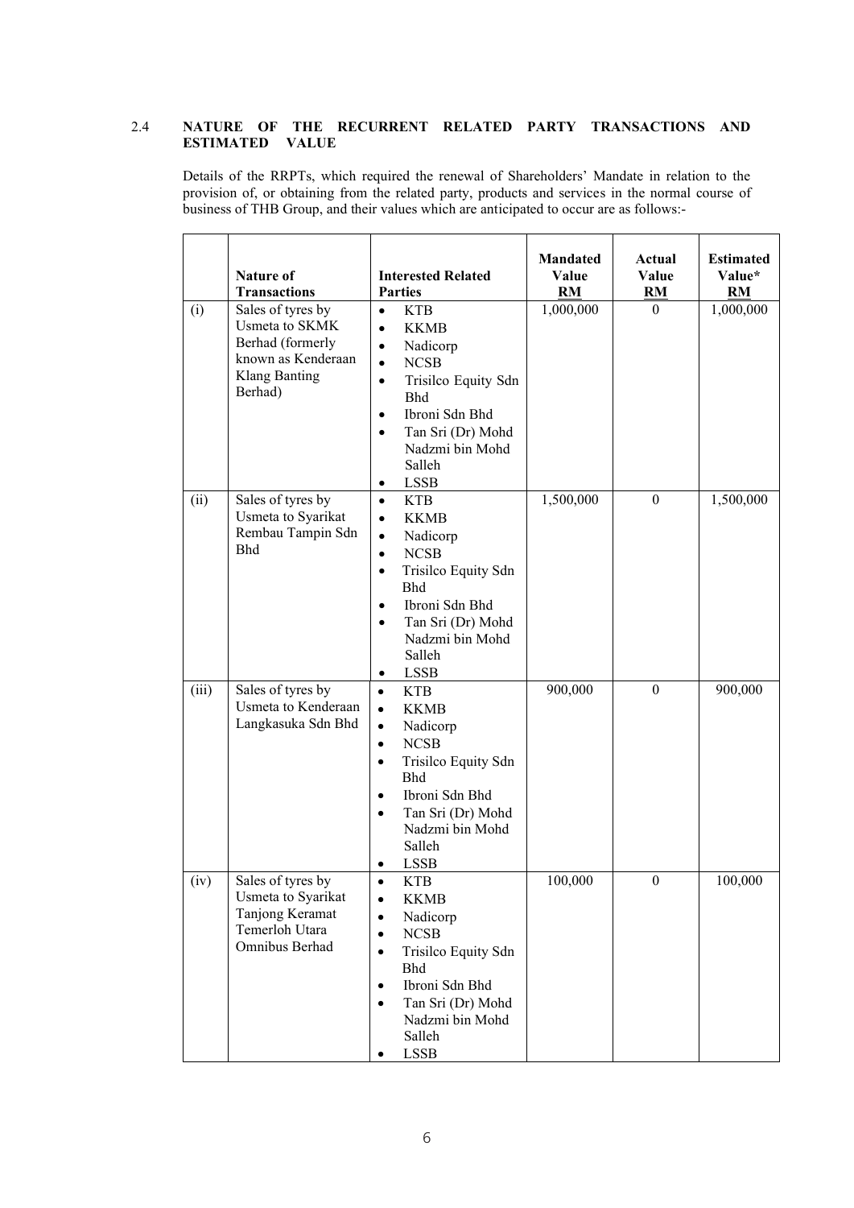## 2.4 NATURE OF THE RECURRENT RELATED PARTY TRANSACTIONS AND ESTIMATED VALUE

Details of the RRPTs, which required the renewal of Shareholders' Mandate in relation to the provision of, or obtaining from the related party, products and services in the normal course of business of THB Group, and their values which are anticipated to occur are as follows:-

| | Nature of Transactions | Interested Related Parties | Mandated Value RM | Actual Value RM | Estimated Value* RM |
|---|---|---|---|---|---|
| (i) | Sales of tyres by Usmeta to SKMK Berhad (formerly known as Kenderaan Klang Banting Berhad) | • KTB<br>• KKMB<br>• Nadicorp<br>• NCSB<br>• Trisilco Equity Sdn Bhd<br>• Ibroni Sdn Bhd<br>• Tan Sri (Dr) Mohd Nadzmi bin Mohd Salleh<br>• LSSB | 1,000,000 | 0 | 1,000,000 |
| (ii) | Sales of tyres by Usmeta to Syarikat Rembau Tampin Sdn Bhd | • KTB<br>• KKMB<br>• Nadicorp<br>• NCSB<br>• Trisilco Equity Sdn Bhd<br>• Ibroni Sdn Bhd<br>• Tan Sri (Dr) Mohd Nadzmi bin Mohd Salleh<br>• LSSB | 1,500,000 | 0 | 1,500,000 |
| (iii) | Sales of tyres by Usmeta to Kenderaan Langkasuka Sdn Bhd | • KTB<br>• KKMB<br>• Nadicorp<br>• NCSB<br>• Trisilco Equity Sdn Bhd<br>• Ibroni Sdn Bhd<br>• Tan Sri (Dr) Mohd Nadzmi bin Mohd Salleh<br>• LSSB | 900,000 | 0 | 900,000 |
| (iv) | Sales of tyres by Usmeta to Syarikat Tanjong Keramat Temerloh Utara Omnibus Berhad | • KTB<br>• KKMB<br>• Nadicorp<br>• NCSB<br>• Trisilco Equity Sdn Bhd<br>• Ibroni Sdn Bhd<br>• Tan Sri (Dr) Mohd Nadzmi bin Mohd Salleh<br>• LSSB | 100,000 | 0 | 100,000 |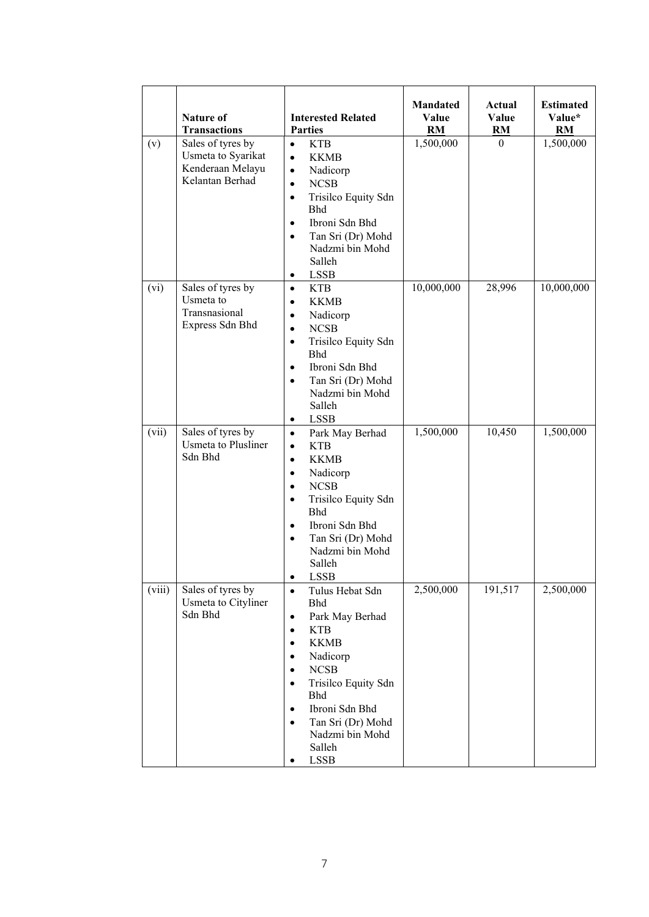|  | Nature of Transactions | Interested Related Parties | Mandated Value RM | Actual Value RM | Estimated Value* RM |
|---|---|---|---|---|---|
| (v) | Sales of tyres by Usmeta to Syarikat Kenderaan Melayu Kelantan Berhad | • KTB<br>• KKMB<br>• Nadicorp<br>• NCSB<br>• Trisilco Equity Sdn Bhd<br>• Ibroni Sdn Bhd<br>• Tan Sri (Dr) Mohd Nadzmi bin Mohd Salleh<br>• LSSB | 1,500,000 | 0 | 1,500,000 |
| (vi) | Sales of tyres by Usmeta to Transnasional Express Sdn Bhd | • KTB<br>• KKMB<br>• Nadicorp<br>• NCSB<br>• Trisilco Equity Sdn Bhd<br>• Ibroni Sdn Bhd<br>• Tan Sri (Dr) Mohd Nadzmi bin Mohd Salleh<br>• LSSB | 10,000,000 | 28,996 | 10,000,000 |
| (vii) | Sales of tyres by Usmeta to Plusliner Sdn Bhd | • Park May Berhad<br>• KTB<br>• KKMB<br>• Nadicorp<br>• NCSB<br>• Trisilco Equity Sdn Bhd<br>• Ibroni Sdn Bhd<br>• Tan Sri (Dr) Mohd Nadzmi bin Mohd Salleh<br>• LSSB | 1,500,000 | 10,450 | 1,500,000 |
| (viii) | Sales of tyres by Usmeta to Cityliner Sdn Bhd | • Tulus Hebat Sdn Bhd<br>• Park May Berhad<br>• KTB<br>• KKMB<br>• Nadicorp<br>• NCSB<br>• Trisilco Equity Sdn Bhd<br>• Ibroni Sdn Bhd<br>• Tan Sri (Dr) Mohd Nadzmi bin Mohd Salleh<br>• LSSB | 2,500,000 | 191,517 | 2,500,000 |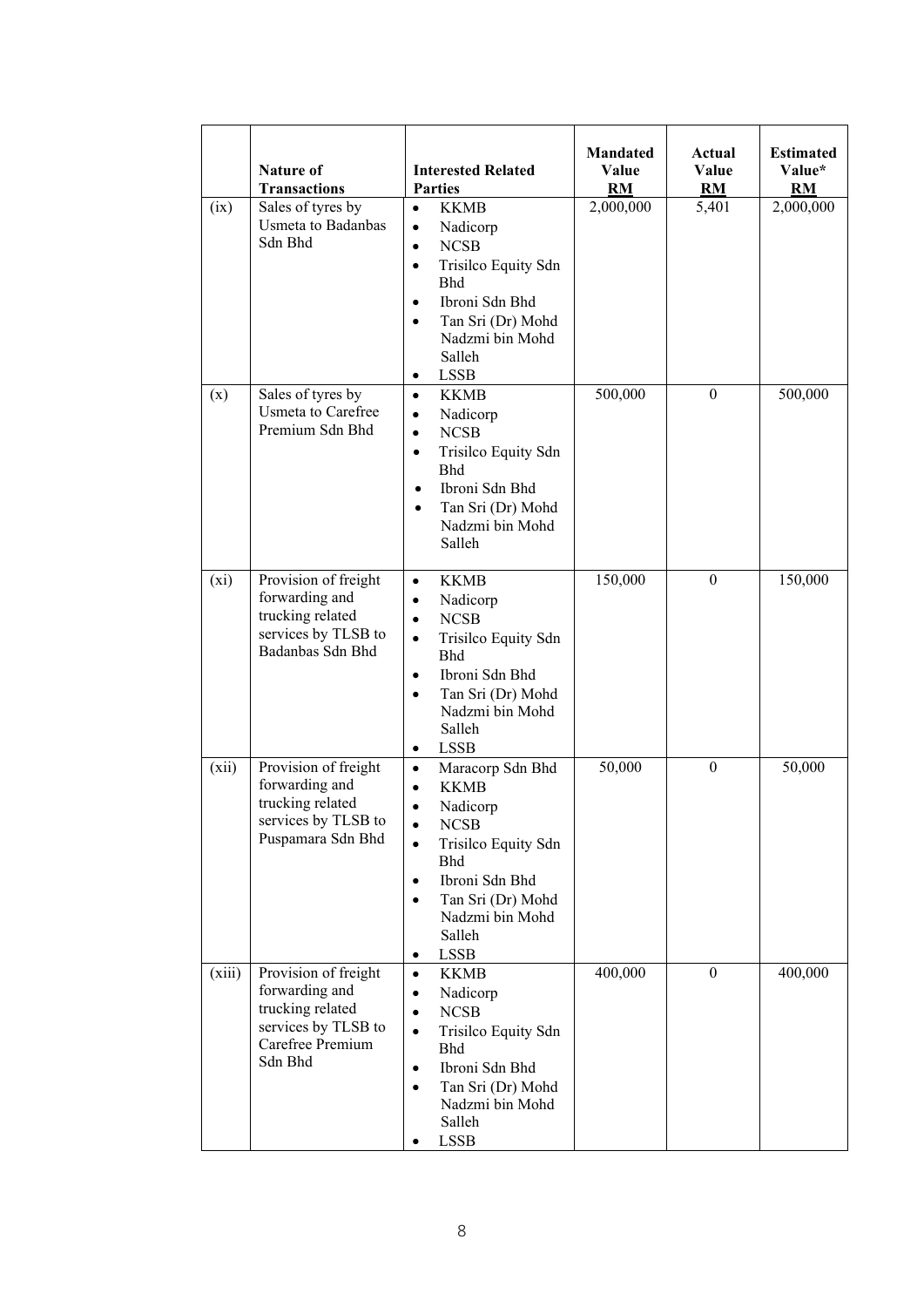| | Nature of Transactions | Interested Related Parties | Mandated Value RM | Actual Value RM | Estimated Value* RM |
|---|---|---|---|---|---|
| (ix) | Sales of tyres by Usmeta to Badanbas Sdn Bhd | • KKMB<br>• Nadicorp<br>• NCSB<br>• Trisilco Equity Sdn Bhd<br>• Ibroni Sdn Bhd<br>• Tan Sri (Dr) Mohd Nadzmi bin Mohd Salleh<br>• LSSB | 2,000,000 | 5,401 | 2,000,000 |
| (x) | Sales of tyres by Usmeta to Carefree Premium Sdn Bhd | • KKMB<br>• Nadicorp<br>• NCSB<br>• Trisilco Equity Sdn Bhd<br>• Ibroni Sdn Bhd<br>• Tan Sri (Dr) Mohd Nadzmi bin Mohd Salleh | 500,000 | 0 | 500,000 |
| (xi) | Provision of freight forwarding and trucking related services by TLSB to Badanbas Sdn Bhd | • KKMB<br>• Nadicorp<br>• NCSB<br>• Trisilco Equity Sdn Bhd<br>• Ibroni Sdn Bhd<br>• Tan Sri (Dr) Mohd Nadzmi bin Mohd Salleh<br>• LSSB | 150,000 | 0 | 150,000 |
| (xii) | Provision of freight forwarding and trucking related services by TLSB to Puspamara Sdn Bhd | • Maracorp Sdn Bhd<br>• KKMB<br>• Nadicorp<br>• NCSB<br>• Trisilco Equity Sdn Bhd<br>• Ibroni Sdn Bhd<br>• Tan Sri (Dr) Mohd Nadzmi bin Mohd Salleh<br>• LSSB | 50,000 | 0 | 50,000 |
| (xiii) | Provision of freight forwarding and trucking related services by TLSB to Carefree Premium Sdn Bhd | • KKMB<br>• Nadicorp<br>• NCSB<br>• Trisilco Equity Sdn Bhd<br>• Ibroni Sdn Bhd<br>• Tan Sri (Dr) Mohd Nadzmi bin Mohd Salleh<br>• LSSB | 400,000 | 0 | 400,000 |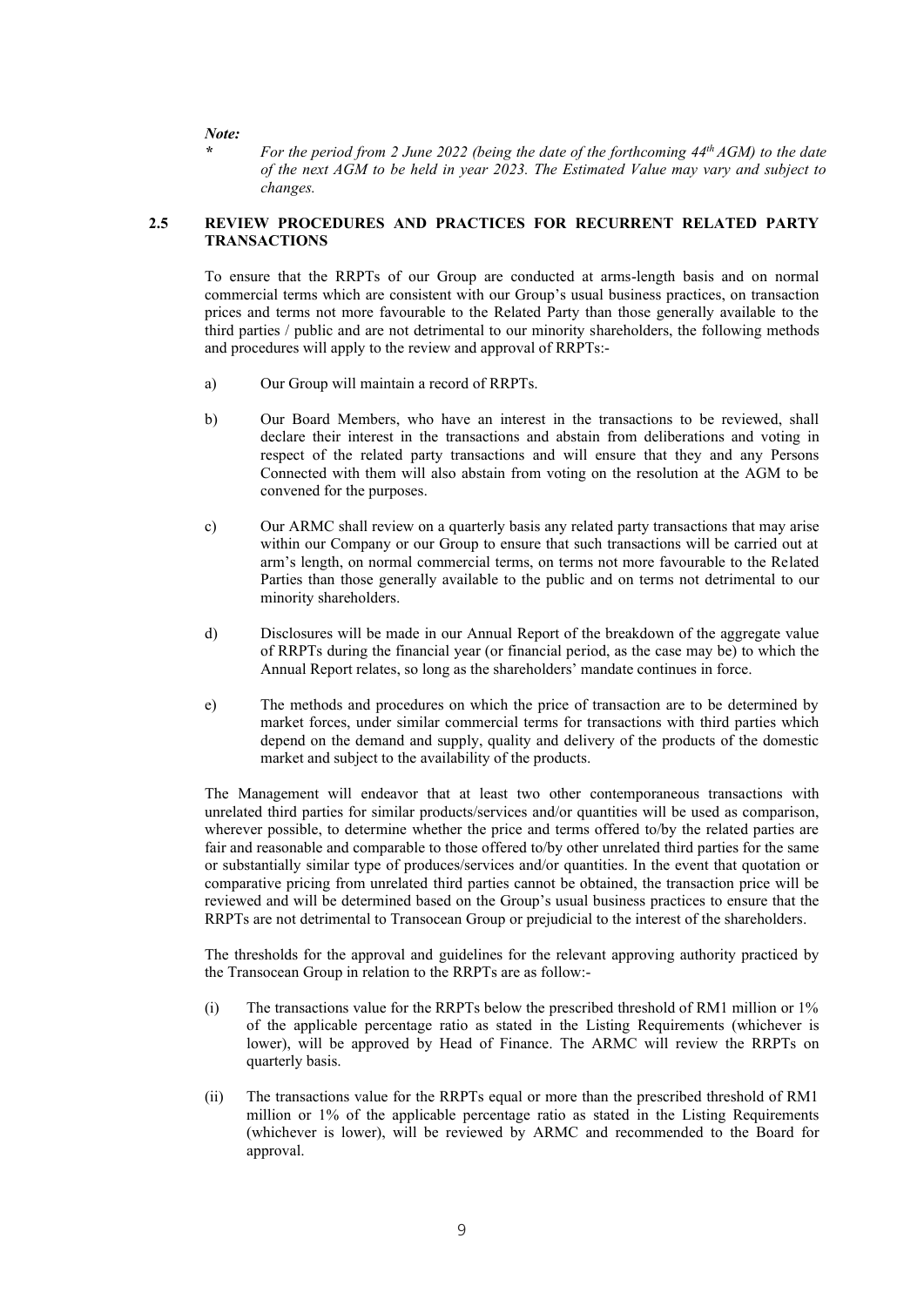***Note:***

*\** *For the period from 2 June 2022 (being the date of the forthcoming 44th AGM) to the date of the next AGM to be held in year 2023. The Estimated Value may vary and subject to changes.*

**2.5 REVIEW PROCEDURES AND PRACTICES FOR RECURRENT RELATED PARTY TRANSACTIONS**

To ensure that the RRPTs of our Group are conducted at arms-length basis and on normal commercial terms which are consistent with our Group's usual business practices, on transaction prices and terms not more favourable to the Related Party than those generally available to the third parties / public and are not detrimental to our minority shareholders, the following methods and procedures will apply to the review and approval of RRPTs:-

a) Our Group will maintain a record of RRPTs.

b) Our Board Members, who have an interest in the transactions to be reviewed, shall declare their interest in the transactions and abstain from deliberations and voting in respect of the related party transactions and will ensure that they and any Persons Connected with them will also abstain from voting on the resolution at the AGM to be convened for the purposes.

c) Our ARMC shall review on a quarterly basis any related party transactions that may arise within our Company or our Group to ensure that such transactions will be carried out at arm's length, on normal commercial terms, on terms not more favourable to the Related Parties than those generally available to the public and on terms not detrimental to our minority shareholders.

d) Disclosures will be made in our Annual Report of the breakdown of the aggregate value of RRPTs during the financial year (or financial period, as the case may be) to which the Annual Report relates, so long as the shareholders' mandate continues in force.

e) The methods and procedures on which the price of transaction are to be determined by market forces, under similar commercial terms for transactions with third parties which depend on the demand and supply, quality and delivery of the products of the domestic market and subject to the availability of the products.

The Management will endeavor that at least two other contemporaneous transactions with unrelated third parties for similar products/services and/or quantities will be used as comparison, wherever possible, to determine whether the price and terms offered to/by the related parties are fair and reasonable and comparable to those offered to/by other unrelated third parties for the same or substantially similar type of produces/services and/or quantities. In the event that quotation or comparative pricing from unrelated third parties cannot be obtained, the transaction price will be reviewed and will be determined based on the Group's usual business practices to ensure that the RRPTs are not detrimental to Transocean Group or prejudicial to the interest of the shareholders.

The thresholds for the approval and guidelines for the relevant approving authority practiced by the Transocean Group in relation to the RRPTs are as follow:-

(i) The transactions value for the RRPTs below the prescribed threshold of RM1 million or 1% of the applicable percentage ratio as stated in the Listing Requirements (whichever is lower), will be approved by Head of Finance. The ARMC will review the RRPTs on quarterly basis.

(ii) The transactions value for the RRPTs equal or more than the prescribed threshold of RM1 million or 1% of the applicable percentage ratio as stated in the Listing Requirements (whichever is lower), will be reviewed by ARMC and recommended to the Board for approval.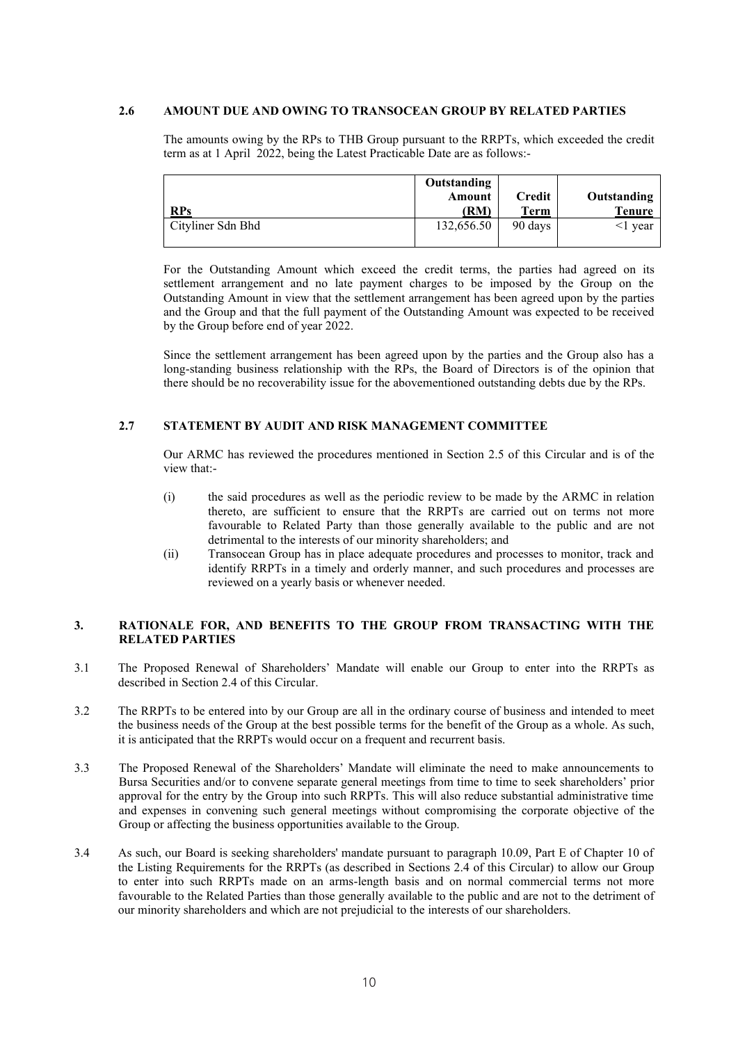### 2.6 AMOUNT DUE AND OWING TO TRANSOCEAN GROUP BY RELATED PARTIES

The amounts owing by the RPs to THB Group pursuant to the RRPTs, which exceeded the credit term as at 1 April 2022, being the Latest Practicable Date are as follows:-

| RPs | Outstanding Amount (RM) | Credit Term | Outstanding Tenure |
|---|---|---|---|
| Cityliner Sdn Bhd | 132,656.50 | 90 days | <1 year |

For the Outstanding Amount which exceed the credit terms, the parties had agreed on its settlement arrangement and no late payment charges to be imposed by the Group on the Outstanding Amount in view that the settlement arrangement has been agreed upon by the parties and the Group and that the full payment of the Outstanding Amount was expected to be received by the Group before end of year 2022.

Since the settlement arrangement has been agreed upon by the parties and the Group also has a long-standing business relationship with the RPs, the Board of Directors is of the opinion that there should be no recoverability issue for the abovementioned outstanding debts due by the RPs.

### 2.7 STATEMENT BY AUDIT AND RISK MANAGEMENT COMMITTEE

Our ARMC has reviewed the procedures mentioned in Section 2.5 of this Circular and is of the view that:-

(i) the said procedures as well as the periodic review to be made by the ARMC in relation thereto, are sufficient to ensure that the RRPTs are carried out on terms not more favourable to Related Party than those generally available to the public and are not detrimental to the interests of our minority shareholders; and

(ii) Transocean Group has in place adequate procedures and processes to monitor, track and identify RRPTs in a timely and orderly manner, and such procedures and processes are reviewed on a yearly basis or whenever needed.

## 3. RATIONALE FOR, AND BENEFITS TO THE GROUP FROM TRANSACTING WITH THE RELATED PARTIES

3.1 The Proposed Renewal of Shareholders' Mandate will enable our Group to enter into the RRPTs as described in Section 2.4 of this Circular.

3.2 The RRPTs to be entered into by our Group are all in the ordinary course of business and intended to meet the business needs of the Group at the best possible terms for the benefit of the Group as a whole. As such, it is anticipated that the RRPTs would occur on a frequent and recurrent basis.

3.3 The Proposed Renewal of the Shareholders' Mandate will eliminate the need to make announcements to Bursa Securities and/or to convene separate general meetings from time to time to seek shareholders' prior approval for the entry by the Group into such RRPTs. This will also reduce substantial administrative time and expenses in convening such general meetings without compromising the corporate objective of the Group or affecting the business opportunities available to the Group.

3.4 As such, our Board is seeking shareholders' mandate pursuant to paragraph 10.09, Part E of Chapter 10 of the Listing Requirements for the RRPTs (as described in Sections 2.4 of this Circular) to allow our Group to enter into such RRPTs made on an arms-length basis and on normal commercial terms not more favourable to the Related Parties than those generally available to the public and are not to the detriment of our minority shareholders and which are not prejudicial to the interests of our shareholders.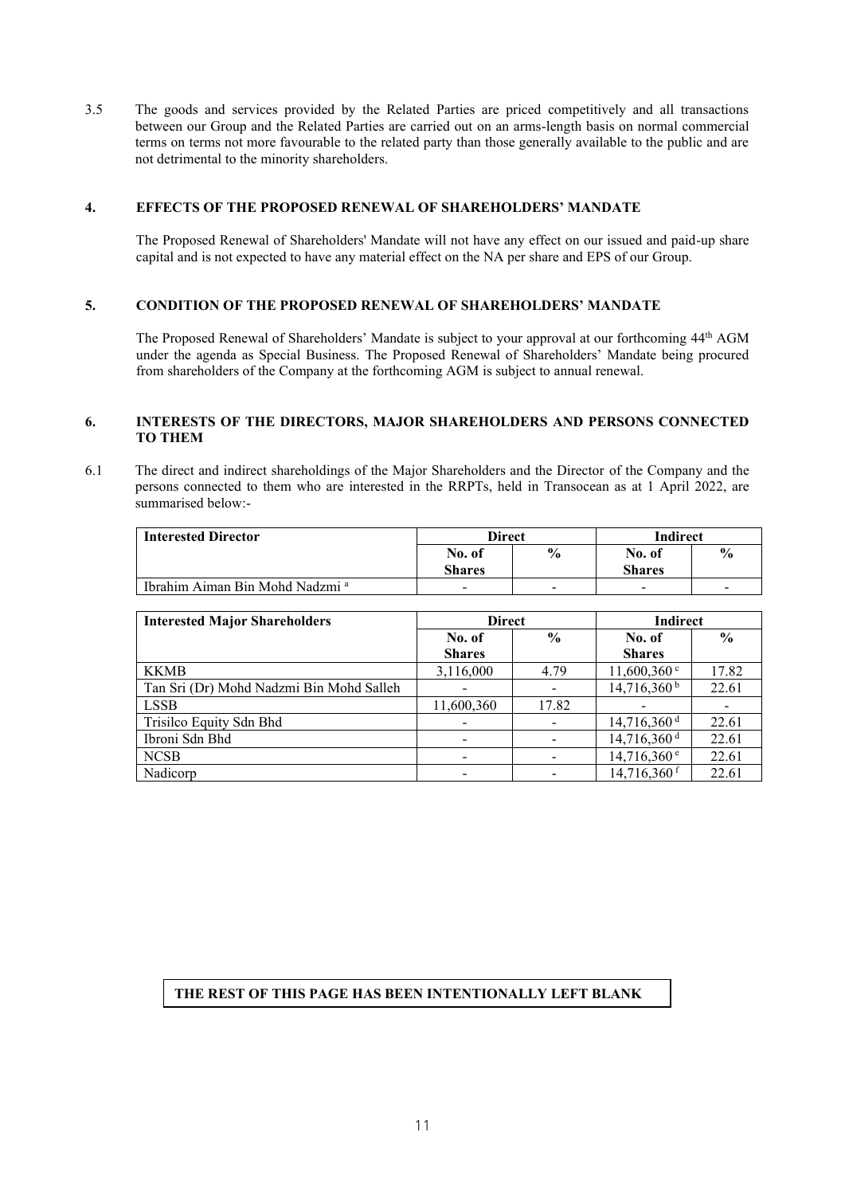3.5 The goods and services provided by the Related Parties are priced competitively and all transactions between our Group and the Related Parties are carried out on an arms-length basis on normal commercial terms on terms not more favourable to the related party than those generally available to the public and are not detrimental to the minority shareholders.

## 4. EFFECTS OF THE PROPOSED RENEWAL OF SHAREHOLDERS' MANDATE

The Proposed Renewal of Shareholders' Mandate will not have any effect on our issued and paid-up share capital and is not expected to have any material effect on the NA per share and EPS of our Group.

## 5. CONDITION OF THE PROPOSED RENEWAL OF SHAREHOLDERS' MANDATE

The Proposed Renewal of Shareholders' Mandate is subject to your approval at our forthcoming 44th AGM under the agenda as Special Business. The Proposed Renewal of Shareholders' Mandate being procured from shareholders of the Company at the forthcoming AGM is subject to annual renewal.

## 6. INTERESTS OF THE DIRECTORS, MAJOR SHAREHOLDERS AND PERSONS CONNECTED TO THEM

6.1 The direct and indirect shareholdings of the Major Shareholders and the Director of the Company and the persons connected to them who are interested in the RRPTs, held in Transocean as at 1 April 2022, are summarised below:-

| Interested Director | Direct | | Indirect | |
|---|---|---|---|---|
| | No. of Shares | % | No. of Shares | % |
| Ibrahim Aiman Bin Mohd Nadzmi [a] | - | - | - | - |

| Interested Major Shareholders | Direct | | Indirect | |
|---|---|---|---|---|
| | No. of Shares | % | No. of Shares | % |
| KKMB | 3,116,000 | 4.79 | 11,600,360 [c] | 17.82 |
| Tan Sri (Dr) Mohd Nadzmi Bin Mohd Salleh | - | - | 14,716,360 [b] | 22.61 |
| LSSB | 11,600,360 | 17.82 | - | - |
| Trisilco Equity Sdn Bhd | - | - | 14,716,360 [d] | 22.61 |
| Ibroni Sdn Bhd | - | - | 14,716,360 [d] | 22.61 |
| NCSB | - | - | 14,716,360 [e] | 22.61 |
| Nadicorp | - | - | 14,716,360 [f] | 22.61 |

**THE REST OF THIS PAGE HAS BEEN INTENTIONALLY LEFT BLANK**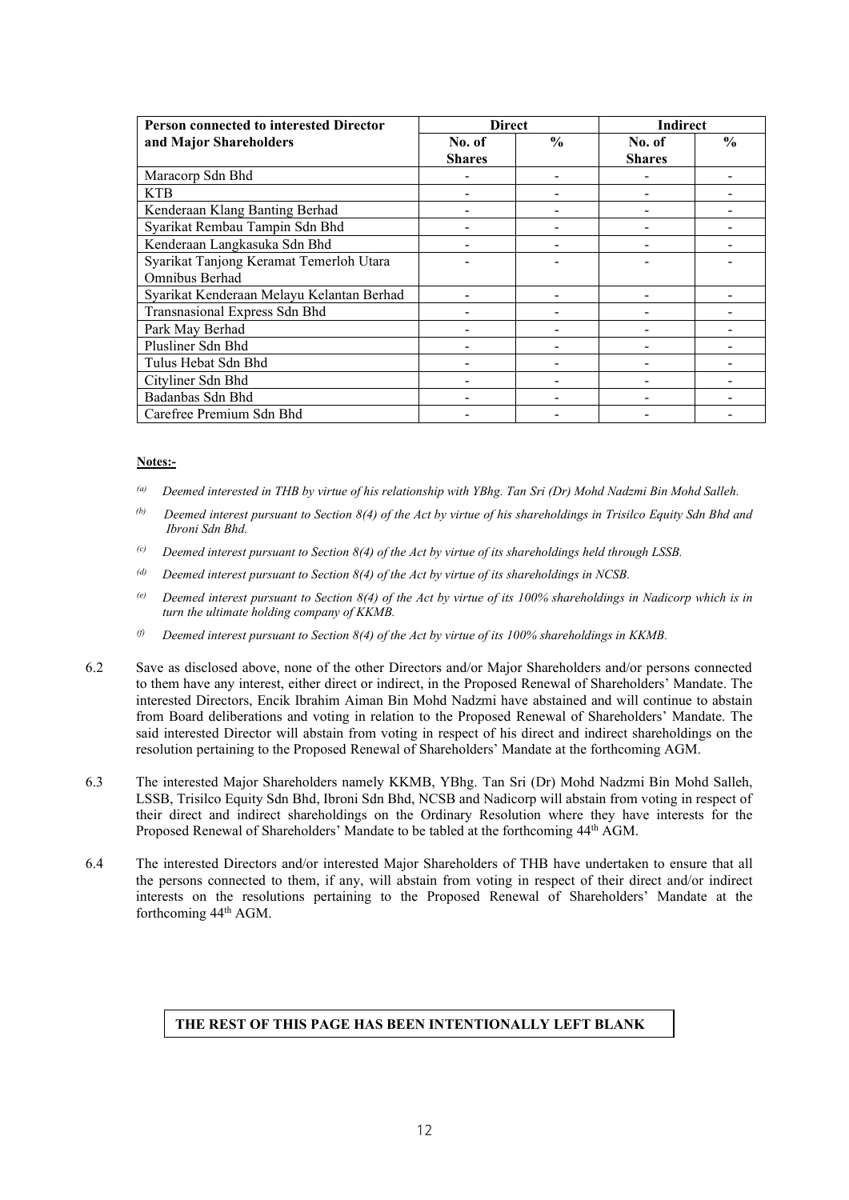| Person connected to interested Director and Major Shareholders | Direct | | Indirect | |
|---|---|---|---|---|
| | No. of Shares | % | No. of Shares | % |
| Maracorp Sdn Bhd | - | - | - | - |
| KTB | - | - | - | - |
| Kenderaan Klang Banting Berhad | - | - | - | - |
| Syarikat Rembau Tampin Sdn Bhd | - | - | - | - |
| Kenderaan Langkasuka Sdn Bhd | - | - | - | - |
| Syarikat Tanjong Keramat Temerloh Utara Omnibus Berhad | - | - | - | - |
| Syarikat Kenderaan Melayu Kelantan Berhad | - | - | - | - |
| Transnasional Express Sdn Bhd | - | - | - | - |
| Park May Berhad | - | - | - | - |
| Plusliner Sdn Bhd | - | - | - | - |
| Tulus Hebat Sdn Bhd | - | - | - | - |
| Cityliner Sdn Bhd | - | - | - | - |
| Badanbas Sdn Bhd | - | - | - | - |
| Carefree Premium Sdn Bhd | - | - | - | - |

**Notes:-**

(a) *Deemed interested in THB by virtue of his relationship with YBhg. Tan Sri (Dr) Mohd Nadzmi Bin Mohd Salleh.*

(b) *Deemed interest pursuant to Section 8(4) of the Act by virtue of his shareholdings in Trisilco Equity Sdn Bhd and Ibroni Sdn Bhd.*

(c) *Deemed interest pursuant to Section 8(4) of the Act by virtue of its shareholdings held through LSSB.*

(d) *Deemed interest pursuant to Section 8(4) of the Act by virtue of its shareholdings in NCSB.*

(e) *Deemed interest pursuant to Section 8(4) of the Act by virtue of its 100% shareholdings in Nadicorp which is in turn the ultimate holding company of KKMB.*

(f) *Deemed interest pursuant to Section 8(4) of the Act by virtue of its 100% shareholdings in KKMB.*

6.2 Save as disclosed above, none of the other Directors and/or Major Shareholders and/or persons connected to them have any interest, either direct or indirect, in the Proposed Renewal of Shareholders' Mandate. The interested Directors, Encik Ibrahim Aiman Bin Mohd Nadzmi have abstained and will continue to abstain from Board deliberations and voting in relation to the Proposed Renewal of Shareholders' Mandate. The said interested Director will abstain from voting in respect of his direct and indirect shareholdings on the resolution pertaining to the Proposed Renewal of Shareholders' Mandate at the forthcoming AGM.

6.3 The interested Major Shareholders namely KKMB, YBhg. Tan Sri (Dr) Mohd Nadzmi Bin Mohd Salleh, LSSB, Trisilco Equity Sdn Bhd, Ibroni Sdn Bhd, NCSB and Nadicorp will abstain from voting in respect of their direct and indirect shareholdings on the Ordinary Resolution where they have interests for the Proposed Renewal of Shareholders' Mandate to be tabled at the forthcoming 44th AGM.

6.4 The interested Directors and/or interested Major Shareholders of THB have undertaken to ensure that all the persons connected to them, if any, will abstain from voting in respect of their direct and/or indirect interests on the resolutions pertaining to the Proposed Renewal of Shareholders' Mandate at the forthcoming 44th AGM.

**THE REST OF THIS PAGE HAS BEEN INTENTIONALLY LEFT BLANK**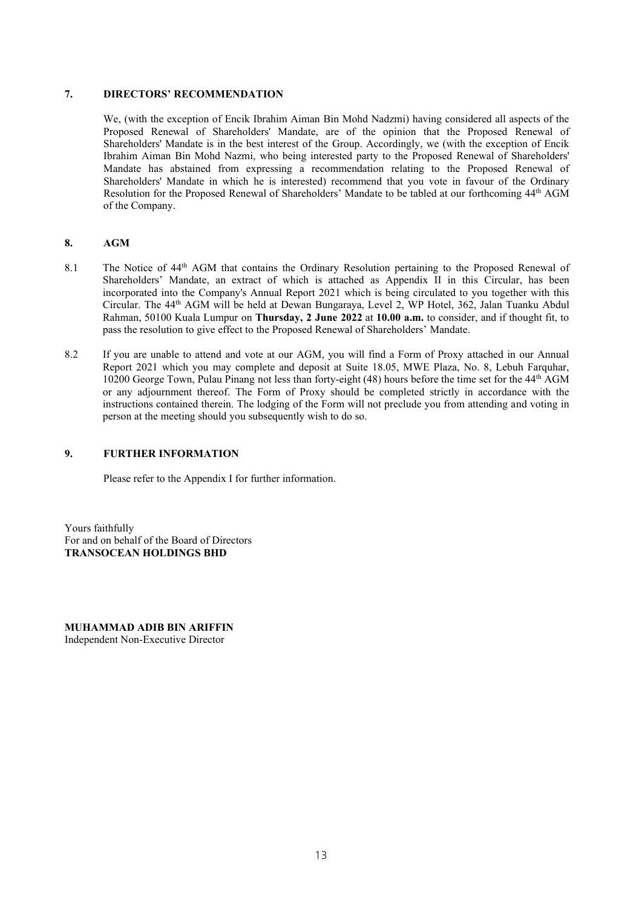## 7. DIRECTORS' RECOMMENDATION

We, (with the exception of Encik Ibrahim Aiman Bin Mohd Nadzmi) having considered all aspects of the Proposed Renewal of Shareholders' Mandate, are of the opinion that the Proposed Renewal of Shareholders' Mandate is in the best interest of the Group. Accordingly, we (with the exception of Encik Ibrahim Aiman Bin Mohd Nazmi, who being interested party to the Proposed Renewal of Shareholders' Mandate has abstained from expressing a recommendation relating to the Proposed Renewal of Shareholders' Mandate in which he is interested) recommend that you vote in favour of the Ordinary Resolution for the Proposed Renewal of Shareholders' Mandate to be tabled at our forthcoming 44th AGM of the Company.

## 8. AGM

8.1 The Notice of 44th AGM that contains the Ordinary Resolution pertaining to the Proposed Renewal of Shareholders' Mandate, an extract of which is attached as Appendix II in this Circular, has been incorporated into the Company's Annual Report 2021 which is being circulated to you together with this Circular. The 44th AGM will be held at Dewan Bungaraya, Level 2, WP Hotel, 362, Jalan Tuanku Abdul Rahman, 50100 Kuala Lumpur on **Thursday, 2 June 2022** at **10.00 a.m.** to consider, and if thought fit, to pass the resolution to give effect to the Proposed Renewal of Shareholders' Mandate.

8.2 If you are unable to attend and vote at our AGM, you will find a Form of Proxy attached in our Annual Report 2021 which you may complete and deposit at Suite 18.05, MWE Plaza, No. 8, Lebuh Farquhar, 10200 George Town, Pulau Pinang not less than forty-eight (48) hours before the time set for the 44th AGM or any adjournment thereof. The Form of Proxy should be completed strictly in accordance with the instructions contained therein. The lodging of the Form will not preclude you from attending and voting in person at the meeting should you subsequently wish to do so.

## 9. FURTHER INFORMATION

Please refer to the Appendix I for further information.

Yours faithfully
For and on behalf of the Board of Directors
**TRANSOCEAN HOLDINGS BHD**

**MUHAMMAD ADIB BIN ARIFFIN**
Independent Non-Executive Director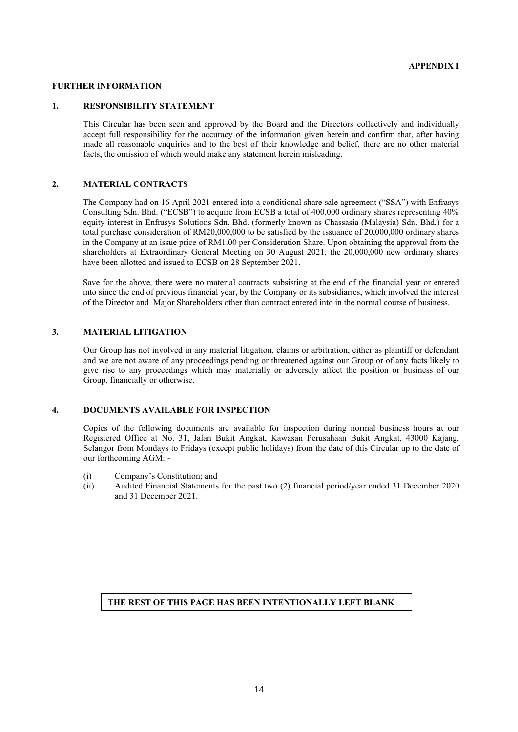**APPENDIX I**

## FURTHER INFORMATION

### 1. RESPONSIBILITY STATEMENT

This Circular has been seen and approved by the Board and the Directors collectively and individually accept full responsibility for the accuracy of the information given herein and confirm that, after having made all reasonable enquiries and to the best of their knowledge and belief, there are no other material facts, the omission of which would make any statement herein misleading.

### 2. MATERIAL CONTRACTS

The Company had on 16 April 2021 entered into a conditional share sale agreement ("SSA") with Enfrasys Consulting Sdn. Bhd. ("ECSB") to acquire from ECSB a total of 400,000 ordinary shares representing 40% equity interest in Enfrasys Solutions Sdn. Bhd. (formerly known as Chassasia (Malaysia) Sdn. Bhd.) for a total purchase consideration of RM20,000,000 to be satisfied by the issuance of 20,000,000 ordinary shares in the Company at an issue price of RM1.00 per Consideration Share. Upon obtaining the approval from the shareholders at Extraordinary General Meeting on 30 August 2021, the 20,000,000 new ordinary shares have been allotted and issued to ECSB on 28 September 2021.

Save for the above, there were no material contracts subsisting at the end of the financial year or entered into since the end of previous financial year, by the Company or its subsidiaries, which involved the interest of the Director and Major Shareholders other than contract entered into in the normal course of business.

### 3. MATERIAL LITIGATION

Our Group has not involved in any material litigation, claims or arbitration, either as plaintiff or defendant and we are not aware of any proceedings pending or threatened against our Group or of any facts likely to give rise to any proceedings which may materially or adversely affect the position or business of our Group, financially or otherwise.

### 4. DOCUMENTS AVAILABLE FOR INSPECTION

Copies of the following documents are available for inspection during normal business hours at our Registered Office at No. 31, Jalan Bukit Angkat, Kawasan Perusahaan Bukit Angkat, 43000 Kajang, Selangor from Mondays to Fridays (except public holidays) from the date of this Circular up to the date of our forthcoming AGM: -

(i) Company's Constitution; and
(ii) Audited Financial Statements for the past two (2) financial period/year ended 31 December 2020 and 31 December 2021.

**THE REST OF THIS PAGE HAS BEEN INTENTIONALLY LEFT BLANK**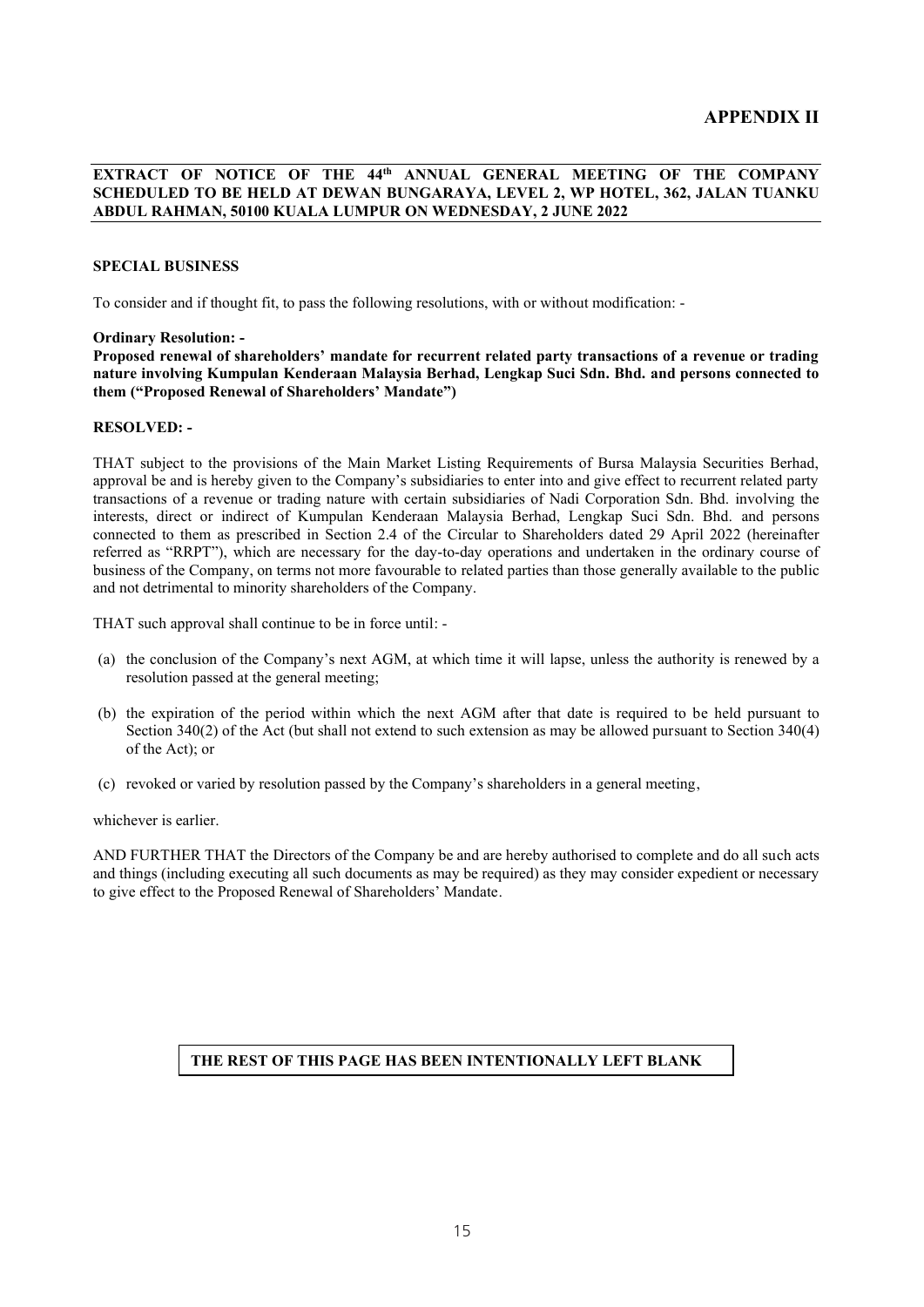# APPENDIX II

**EXTRACT OF NOTICE OF THE 44th ANNUAL GENERAL MEETING OF THE COMPANY SCHEDULED TO BE HELD AT DEWAN BUNGARAYA, LEVEL 2, WP HOTEL, 362, JALAN TUANKU ABDUL RAHMAN, 50100 KUALA LUMPUR ON WEDNESDAY, 2 JUNE 2022**

**SPECIAL BUSINESS**

To consider and if thought fit, to pass the following resolutions, with or without modification: -

**Ordinary Resolution: -**
**Proposed renewal of shareholders' mandate for recurrent related party transactions of a revenue or trading nature involving Kumpulan Kenderaan Malaysia Berhad, Lengkap Suci Sdn. Bhd. and persons connected to them ("Proposed Renewal of Shareholders' Mandate")**

**RESOLVED: -**

THAT subject to the provisions of the Main Market Listing Requirements of Bursa Malaysia Securities Berhad, approval be and is hereby given to the Company's subsidiaries to enter into and give effect to recurrent related party transactions of a revenue or trading nature with certain subsidiaries of Nadi Corporation Sdn. Bhd. involving the interests, direct or indirect of Kumpulan Kenderaan Malaysia Berhad, Lengkap Suci Sdn. Bhd. and persons connected to them as prescribed in Section 2.4 of the Circular to Shareholders dated 29 April 2022 (hereinafter referred as "RRPT"), which are necessary for the day-to-day operations and undertaken in the ordinary course of business of the Company, on terms not more favourable to related parties than those generally available to the public and not detrimental to minority shareholders of the Company.

THAT such approval shall continue to be in force until: -

(a) the conclusion of the Company's next AGM, at which time it will lapse, unless the authority is renewed by a resolution passed at the general meeting;

(b) the expiration of the period within which the next AGM after that date is required to be held pursuant to Section 340(2) of the Act (but shall not extend to such extension as may be allowed pursuant to Section 340(4) of the Act); or

(c) revoked or varied by resolution passed by the Company's shareholders in a general meeting,

whichever is earlier.

AND FURTHER THAT the Directors of the Company be and are hereby authorised to complete and do all such acts and things (including executing all such documents as may be required) as they may consider expedient or necessary to give effect to the Proposed Renewal of Shareholders' Mandate.

**THE REST OF THIS PAGE HAS BEEN INTENTIONALLY LEFT BLANK**